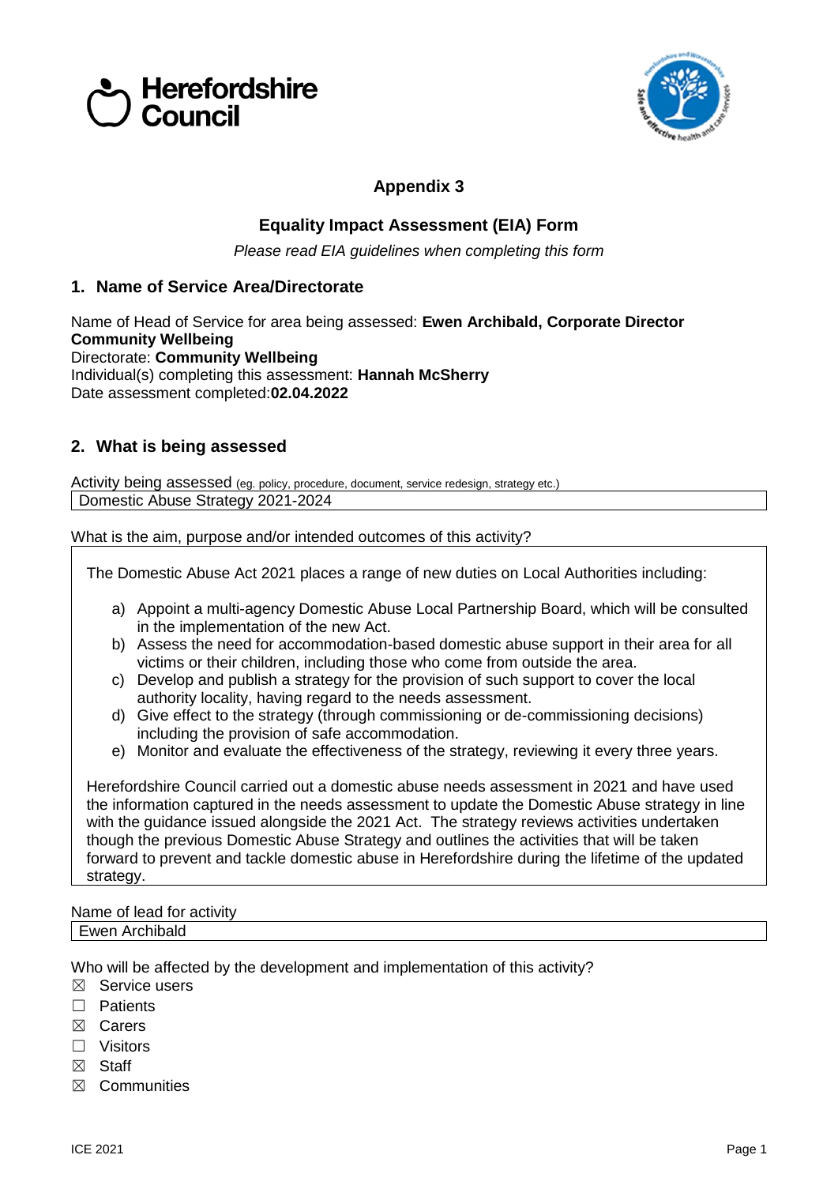Herefordshire Council

## Appendix 3

## Equality Impact Assessment (EIA) Form

*Please read EIA guidelines when completing this form*

### 1. Name of Service Area/Directorate

Name of Head of Service for area being assessed: **Ewen Archibald, Corporate Director Community Wellbeing**
Directorate: **Community Wellbeing**
Individual(s) completing this assessment: **Hannah McSherry**
Date assessment completed:**02.04.2022**

### 2. What is being assessed

Activity being assessed (eg. policy, procedure, document, service redesign, strategy etc.)

| Domestic Abuse Strategy 2021-2024 |
|---|

What is the aim, purpose and/or intended outcomes of this activity?

The Domestic Abuse Act 2021 places a range of new duties on Local Authorities including:

a) Appoint a multi-agency Domestic Abuse Local Partnership Board, which will be consulted in the implementation of the new Act.
b) Assess the need for accommodation-based domestic abuse support in their area for all victims or their children, including those who come from outside the area.
c) Develop and publish a strategy for the provision of such support to cover the local authority locality, having regard to the needs assessment.
d) Give effect to the strategy (through commissioning or de-commissioning decisions) including the provision of safe accommodation.
e) Monitor and evaluate the effectiveness of the strategy, reviewing it every three years.

Herefordshire Council carried out a domestic abuse needs assessment in 2021 and have used the information captured in the needs assessment to update the Domestic Abuse strategy in line with the guidance issued alongside the 2021 Act. The strategy reviews activities undertaken though the previous Domestic Abuse Strategy and outlines the activities that will be taken forward to prevent and tackle domestic abuse in Herefordshire during the lifetime of the updated strategy.

Name of lead for activity

| Ewen Archibald |
|---|

Who will be affected by the development and implementation of this activity?

- ☒ Service users
- ☐ Patients
- ☒ Carers
- ☐ Visitors
- ☒ Staff
- ☒ Communities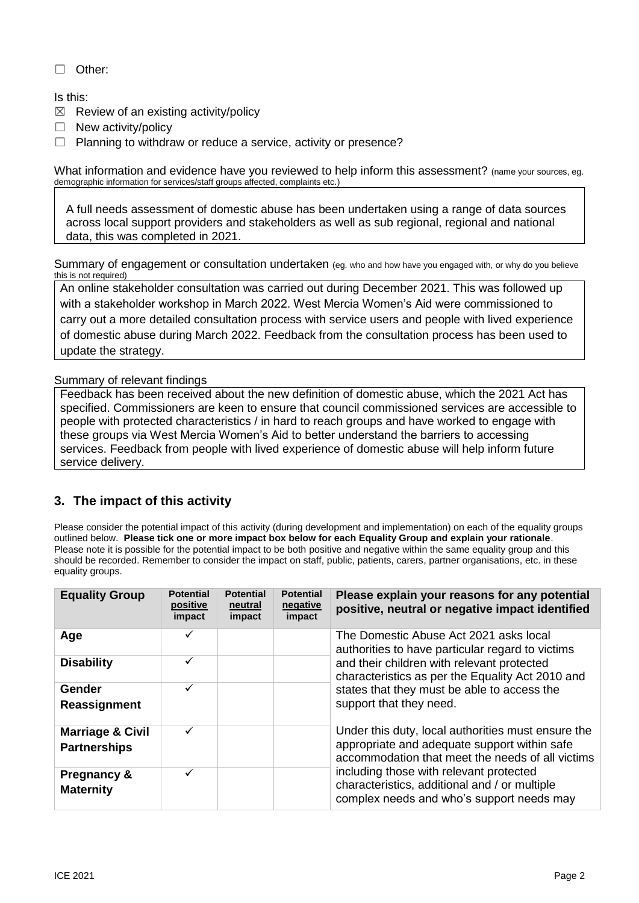☐ Other:

Is this:

☒ Review of an existing activity/policy

☐ New activity/policy

☐ Planning to withdraw or reduce a service, activity or presence?

What information and evidence have you reviewed to help inform this assessment? (name your sources, eg. demographic information for services/staff groups affected, complaints etc.)

A full needs assessment of domestic abuse has been undertaken using a range of data sources across local support providers and stakeholders as well as sub regional, regional and national data, this was completed in 2021.

Summary of engagement or consultation undertaken (eg. who and how have you engaged with, or why do you believe this is not required)

An online stakeholder consultation was carried out during December 2021. This was followed up with a stakeholder workshop in March 2022. West Mercia Women's Aid were commissioned to carry out a more detailed consultation process with service users and people with lived experience of domestic abuse during March 2022. Feedback from the consultation process has been used to update the strategy.

Summary of relevant findings

Feedback has been received about the new definition of domestic abuse, which the 2021 Act has specified. Commissioners are keen to ensure that council commissioned services are accessible to people with protected characteristics / in hard to reach groups and have worked to engage with these groups via West Mercia Women's Aid to better understand the barriers to accessing services. Feedback from people with lived experience of domestic abuse will help inform future service delivery.

## 3. The impact of this activity

Please consider the potential impact of this activity (during development and implementation) on each of the equality groups outlined below. **Please tick one or more impact box below for each Equality Group and explain your rationale**. Please note it is possible for the potential impact to be both positive and negative within the same equality group and this should be recorded. Remember to consider the impact on staff, public, patients, carers, partner organisations, etc. in these equality groups.

| Equality Group | Potential positive impact | Potential neutral impact | Potential negative impact | Please explain your reasons for any potential positive, neutral or negative impact identified |
|---|---|---|---|---|
| **Age** | ✓ | | | The Domestic Abuse Act 2021 asks local authorities to have particular regard to victims and their children with relevant protected characteristics as per the Equality Act 2010 and states that they must be able to access the support that they need.<br><br>Under this duty, local authorities must ensure the appropriate and adequate support within safe accommodation that meet the needs of all victims including those with relevant protected characteristics, additional and / or multiple complex needs and who's support needs may |
| **Disability** | ✓ | | | |
| **Gender Reassignment** | ✓ | | | |
| **Marriage & Civil Partnerships** | ✓ | | | |
| **Pregnancy & Maternity** | ✓ | | | |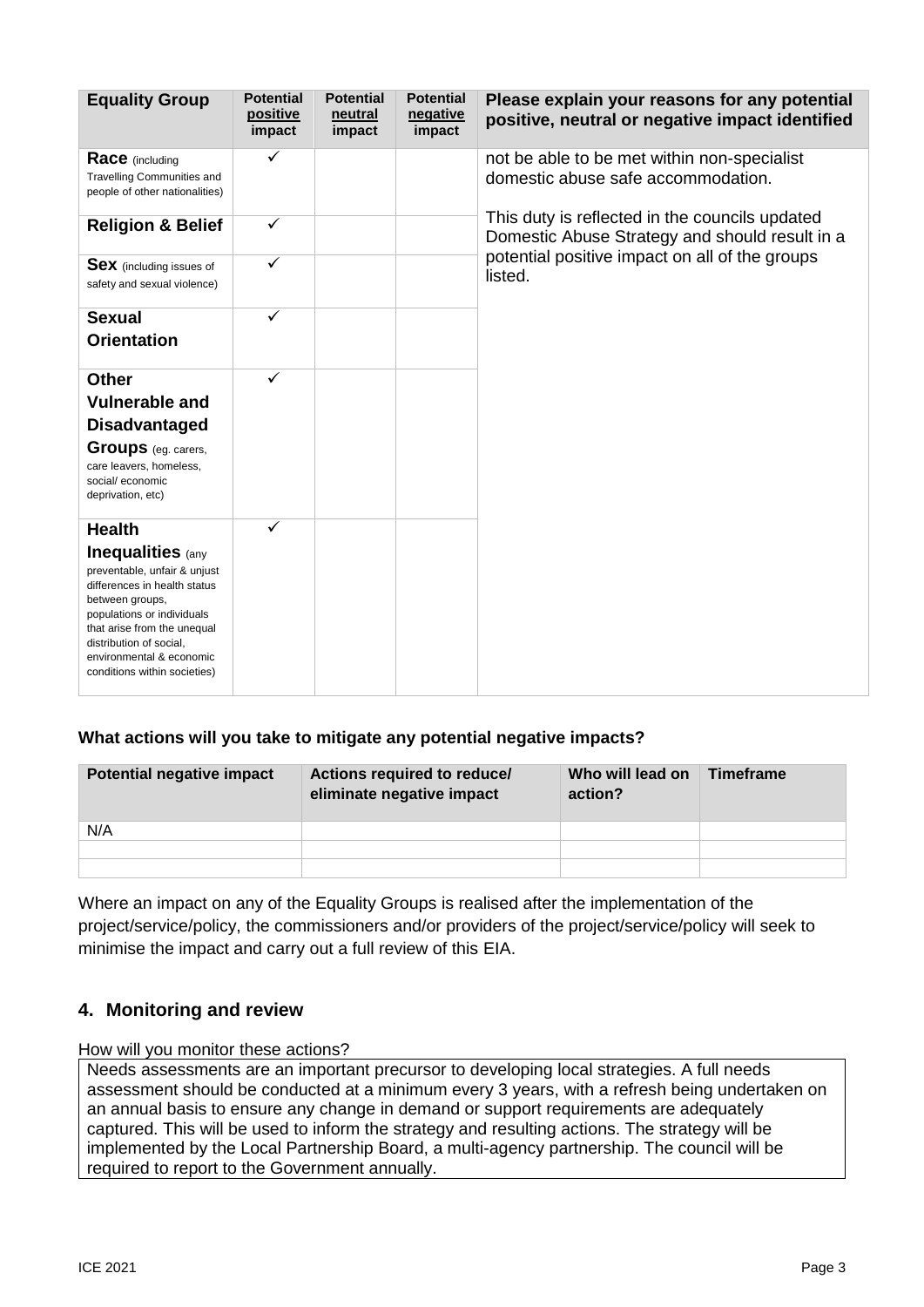| Equality Group | Potential positive impact | Potential neutral impact | Potential negative impact | Please explain your reasons for any potential positive, neutral or negative impact identified |
|---|---|---|---|---|
| **Race** (including Travelling Communities and people of other nationalities) | ✓ | | | not be able to be met within non-specialist domestic abuse safe accommodation.<br><br>This duty is reflected in the councils updated Domestic Abuse Strategy and should result in a potential positive impact on all of the groups listed. |
| **Religion & Belief** | ✓ | | | |
| **Sex** (including issues of safety and sexual violence) | ✓ | | | |
| **Sexual Orientation** | ✓ | | | |
| **Other Vulnerable and Disadvantaged Groups** (eg. carers, care leavers, homeless, social/ economic deprivation, etc) | ✓ | | | |
| **Health Inequalities** (any preventable, unfair & unjust differences in health status between groups, populations or individuals that arise from the unequal distribution of social, environmental & economic conditions within societies) | ✓ | | | |

**What actions will you take to mitigate any potential negative impacts?**

| Potential negative impact | Actions required to reduce/ eliminate negative impact | Who will lead on action? | Timeframe |
|---|---|---|---|
| N/A | | | |
| | | | |
| | | | |

Where an impact on any of the Equality Groups is realised after the implementation of the project/service/policy, the commissioners and/or providers of the project/service/policy will seek to minimise the impact and carry out a full review of this EIA.

## 4. Monitoring and review

How will you monitor these actions?

Needs assessments are an important precursor to developing local strategies. A full needs assessment should be conducted at a minimum every 3 years, with a refresh being undertaken on an annual basis to ensure any change in demand or support requirements are adequately captured. This will be used to inform the strategy and resulting actions. The strategy will be implemented by the Local Partnership Board, a multi-agency partnership. The council will be required to report to the Government annually.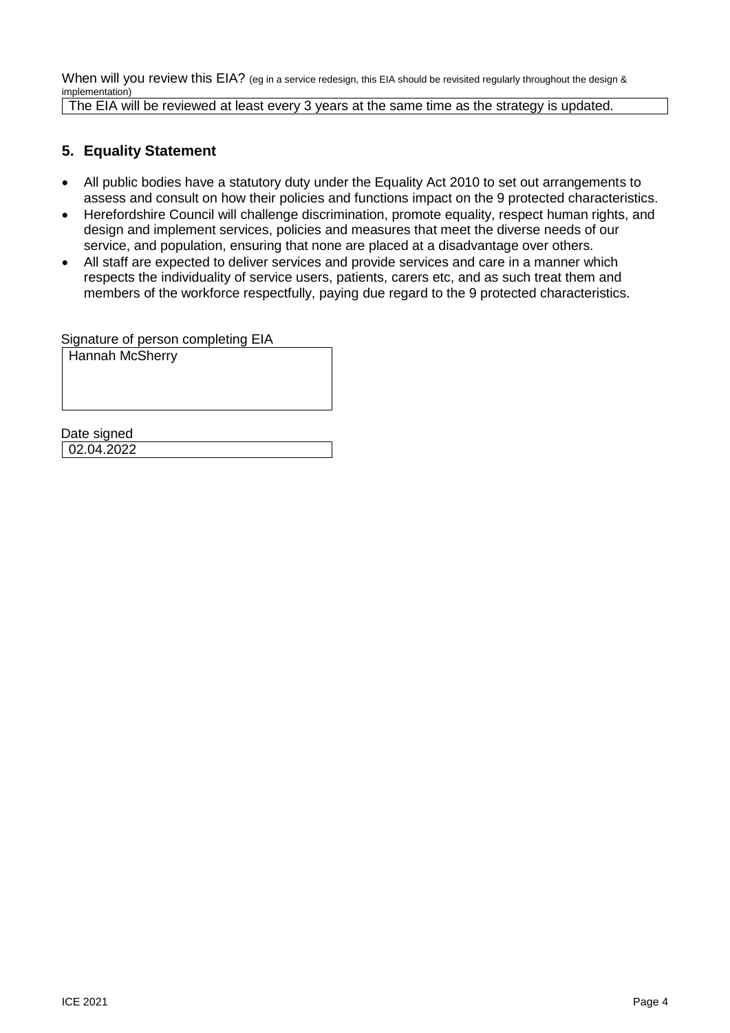When will you review this EIA? (eg in a service redesign, this EIA should be revisited regularly throughout the design & implementation)

The EIA will be reviewed at least every 3 years at the same time as the strategy is updated.

## 5. Equality Statement

- All public bodies have a statutory duty under the Equality Act 2010 to set out arrangements to assess and consult on how their policies and functions impact on the 9 protected characteristics.
- Herefordshire Council will challenge discrimination, promote equality, respect human rights, and design and implement services, policies and measures that meet the diverse needs of our service, and population, ensuring that none are placed at a disadvantage over others.
- All staff are expected to deliver services and provide services and care in a manner which respects the individuality of service users, patients, carers etc, and as such treat them and members of the workforce respectfully, paying due regard to the 9 protected characteristics.

Signature of person completing EIA

Hannah McSherry

Date signed

02.04.2022